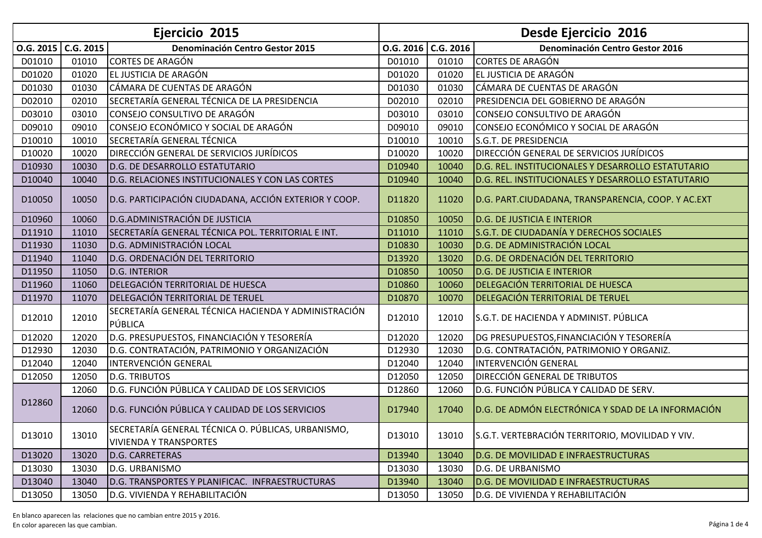| Ejercicio 2015 | | | Desde Ejercicio 2016 | | |
|---|---|---|---|---|---|
| **O.G. 2015** | **C.G. 2015** | **Denominación Centro Gestor 2015** | **O.G. 2016** | **C.G. 2016** | **Denominación Centro Gestor 2016** |
| D01010 | 01010 | CORTES DE ARAGÓN | D01010 | 01010 | CORTES DE ARAGÓN |
| D01020 | 01020 | EL JUSTICIA DE ARAGÓN | D01020 | 01020 | EL JUSTICIA DE ARAGÓN |
| D01030 | 01030 | CÁMARA DE CUENTAS DE ARAGÓN | D01030 | 01030 | CÁMARA DE CUENTAS DE ARAGÓN |
| D02010 | 02010 | SECRETARÍA GENERAL TÉCNICA DE LA PRESIDENCIA | D02010 | 02010 | PRESIDENCIA DEL GOBIERNO DE ARAGÓN |
| D03010 | 03010 | CONSEJO CONSULTIVO DE ARAGÓN | D03010 | 03010 | CONSEJO CONSULTIVO DE ARAGÓN |
| D09010 | 09010 | CONSEJO ECONÓMICO Y SOCIAL DE ARAGÓN | D09010 | 09010 | CONSEJO ECONÓMICO Y SOCIAL DE ARAGÓN |
| D10010 | 10010 | SECRETARÍA GENERAL TÉCNICA | D10010 | 10010 | S.G.T. DE PRESIDENCIA |
| D10020 | 10020 | DIRECCIÓN GENERAL DE SERVICIOS JURÍDICOS | D10020 | 10020 | DIRECCIÓN GENERAL DE SERVICIOS JURÍDICOS |
| D10930 | 10030 | D.G. DE DESARROLLO ESTATUTARIO | D10940 | 10040 | D.G. REL. INSTITUCIONALES Y DESARROLLO ESTATUTARIO |
| D10040 | 10040 | D.G. RELACIONES INSTITUCIONALES Y CON LAS CORTES | D10940 | 10040 | D.G. REL. INSTITUCIONALES Y DESARROLLO ESTATUTARIO |
| D10050 | 10050 | D.G. PARTICIPACIÓN CIUDADANA, ACCIÓN EXTERIOR Y COOP. | D11820 | 11020 | D.G. PART.CIUDADANA, TRANSPARENCIA, COOP. Y AC.EXT |
| D10960 | 10060 | D.G.ADMINISTRACIÓN DE JUSTICIA | D10850 | 10050 | D.G. DE JUSTICIA E INTERIOR |
| D11910 | 11010 | SECRETARÍA GENERAL TÉCNICA POL. TERRITORIAL E INT. | D11010 | 11010 | S.G.T. DE CIUDADANÍA Y DERECHOS SOCIALES |
| D11930 | 11030 | D.G. ADMINISTRACIÓN LOCAL | D10830 | 10030 | D.G. DE ADMINISTRACIÓN LOCAL |
| D11940 | 11040 | D.G. ORDENACIÓN DEL TERRITORIO | D13920 | 13020 | D.G. DE ORDENACIÓN DEL TERRITORIO |
| D11950 | 11050 | D.G. INTERIOR | D10850 | 10050 | D.G. DE JUSTICIA E INTERIOR |
| D11960 | 11060 | DELEGACIÓN TERRITORIAL DE HUESCA | D10860 | 10060 | DELEGACIÓN TERRITORIAL DE HUESCA |
| D11970 | 11070 | DELEGACIÓN TERRITORIAL DE TERUEL | D10870 | 10070 | DELEGACIÓN TERRITORIAL DE TERUEL |
| D12010 | 12010 | SECRETARÍA GENERAL TÉCNICA HACIENDA Y ADMINISTRACIÓN PÚBLICA | D12010 | 12010 | S.G.T. DE HACIENDA Y ADMINIST. PÚBLICA |
| D12020 | 12020 | D.G. PRESUPUESTOS, FINANCIACIÓN Y TESORERÍA | D12020 | 12020 | DG PRESUPUESTOS,FINANCIACIÓN Y TESORERÍA |
| D12930 | 12030 | D.G. CONTRATACIÓN, PATRIMONIO Y ORGANIZACIÓN | D12930 | 12030 | D.G. CONTRATACIÓN, PATRIMONIO Y ORGANIZ. |
| D12040 | 12040 | INTERVENCIÓN GENERAL | D12040 | 12040 | INTERVENCIÓN GENERAL |
| D12050 | 12050 | D.G. TRIBUTOS | D12050 | 12050 | DIRECCIÓN GENERAL DE TRIBUTOS |
| D12860 | 12060 | D.G. FUNCIÓN PÚBLICA Y CALIDAD DE LOS SERVICIOS | D12860 | 12060 | D.G. FUNCIÓN PÚBLICA Y CALIDAD DE SERV. |
| | 12060 | D.G. FUNCIÓN PÚBLICA Y CALIDAD DE LOS SERVICIOS | D17940 | 17040 | D.G. DE ADMÓN ELECTRÓNICA Y SDAD DE LA INFORMACIÓN |
| D13010 | 13010 | SECRETARÍA GENERAL TÉCNICA O. PÚBLICAS, URBANISMO, VIVIENDA Y TRANSPORTES | D13010 | 13010 | S.G.T. VERTEBRACIÓN TERRITORIO, MOVILIDAD Y VIV. |
| D13020 | 13020 | D.G. CARRETERAS | D13940 | 13040 | D.G. DE MOVILIDAD E INFRAESTRUCTURAS |
| D13030 | 13030 | D.G. URBANISMO | D13030 | 13030 | D.G. DE URBANISMO |
| D13040 | 13040 | D.G. TRANSPORTES Y PLANIFICAC. INFRAESTRUCTURAS | D13940 | 13040 | D.G. DE MOVILIDAD E INFRAESTRUCTURAS |
| D13050 | 13050 | D.G. VIVIENDA Y REHABILITACIÓN | D13050 | 13050 | D.G. DE VIVIENDA Y REHABILITACIÓN |

En blanco aparecen las relaciones que no cambian entre 2015 y 2016.
En color aparecen las que cambian.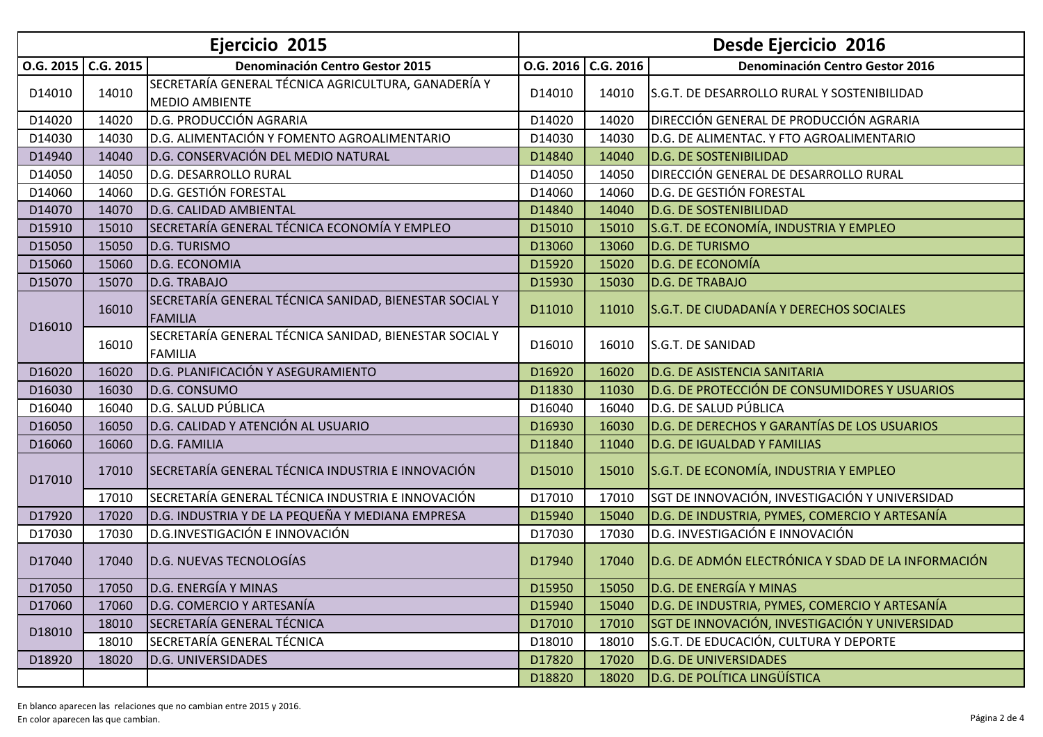| Ejercicio 2015 | | | Desde Ejercicio 2016 | | |
|---|---|---|---|---|---|
| O.G. 2015 | C.G. 2015 | Denominación Centro Gestor 2015 | O.G. 2016 | C.G. 2016 | Denominación Centro Gestor 2016 |
| D14010 | 14010 | SECRETARÍA GENERAL TÉCNICA AGRICULTURA, GANADERÍA Y MEDIO AMBIENTE | D14010 | 14010 | S.G.T. DE DESARROLLO RURAL Y SOSTENIBILIDAD |
| D14020 | 14020 | D.G. PRODUCCIÓN AGRARIA | D14020 | 14020 | DIRECCIÓN GENERAL DE PRODUCCIÓN AGRARIA |
| D14030 | 14030 | D.G. ALIMENTACIÓN Y FOMENTO AGROALIMENTARIO | D14030 | 14030 | D.G. DE ALIMENTAC. Y FTO AGROALIMENTARIO |
| D14940 | 14040 | D.G. CONSERVACIÓN DEL MEDIO NATURAL | D14840 | 14040 | D.G. DE SOSTENIBILIDAD |
| D14050 | 14050 | D.G. DESARROLLO RURAL | D14050 | 14050 | DIRECCIÓN GENERAL DE DESARROLLO RURAL |
| D14060 | 14060 | D.G. GESTIÓN FORESTAL | D14060 | 14060 | D.G. DE GESTIÓN FORESTAL |
| D14070 | 14070 | D.G. CALIDAD AMBIENTAL | D14840 | 14040 | D.G. DE SOSTENIBILIDAD |
| D15910 | 15010 | SECRETARÍA GENERAL TÉCNICA ECONOMÍA Y EMPLEO | D15010 | 15010 | S.G.T. DE ECONOMÍA, INDUSTRIA Y EMPLEO |
| D15050 | 15050 | D.G. TURISMO | D13060 | 13060 | D.G. DE TURISMO |
| D15060 | 15060 | D.G. ECONOMIA | D15920 | 15020 | D.G. DE ECONOMÍA |
| D15070 | 15070 | D.G. TRABAJO | D15930 | 15030 | D.G. DE TRABAJO |
| D16010 | 16010 | SECRETARÍA GENERAL TÉCNICA SANIDAD, BIENESTAR SOCIAL Y FAMILIA | D11010 | 11010 | S.G.T. DE CIUDADANÍA Y DERECHOS SOCIALES |
| | 16010 | SECRETARÍA GENERAL TÉCNICA SANIDAD, BIENESTAR SOCIAL Y FAMILIA | D16010 | 16010 | S.G.T. DE SANIDAD |
| D16020 | 16020 | D.G. PLANIFICACIÓN Y ASEGURAMIENTO | D16920 | 16020 | D.G. DE ASISTENCIA SANITARIA |
| D16030 | 16030 | D.G. CONSUMO | D11830 | 11030 | D.G. DE PROTECCIÓN DE CONSUMIDORES Y USUARIOS |
| D16040 | 16040 | D.G. SALUD PÚBLICA | D16040 | 16040 | D.G. DE SALUD PÚBLICA |
| D16050 | 16050 | D.G. CALIDAD Y ATENCIÓN AL USUARIO | D16930 | 16030 | D.G. DE DERECHOS Y GARANTÍAS DE LOS USUARIOS |
| D16060 | 16060 | D.G. FAMILIA | D11840 | 11040 | D.G. DE IGUALDAD Y FAMILIAS |
| D17010 | 17010 | SECRETARÍA GENERAL TÉCNICA INDUSTRIA E INNOVACIÓN | D15010 | 15010 | S.G.T. DE ECONOMÍA, INDUSTRIA Y EMPLEO |
| | 17010 | SECRETARÍA GENERAL TÉCNICA INDUSTRIA E INNOVACIÓN | D17010 | 17010 | SGT DE INNOVACIÓN, INVESTIGACIÓN Y UNIVERSIDAD |
| D17920 | 17020 | D.G. INDUSTRIA Y DE LA PEQUEÑA Y MEDIANA EMPRESA | D15940 | 15040 | D.G. DE INDUSTRIA, PYMES, COMERCIO Y ARTESANÍA |
| D17030 | 17030 | D.G.INVESTIGACIÓN E INNOVACIÓN | D17030 | 17030 | D.G. INVESTIGACIÓN E INNOVACIÓN |
| D17040 | 17040 | D.G. NUEVAS TECNOLOGÍAS | D17940 | 17040 | D.G. DE ADMÓN ELECTRÓNICA Y SDAD DE LA INFORMACIÓN |
| D17050 | 17050 | D.G. ENERGÍA Y MINAS | D15950 | 15050 | D.G. DE ENERGÍA Y MINAS |
| D17060 | 17060 | D.G. COMERCIO Y ARTESANÍA | D15940 | 15040 | D.G. DE INDUSTRIA, PYMES, COMERCIO Y ARTESANÍA |
| D18010 | 18010 | SECRETARÍA GENERAL TÉCNICA | D17010 | 17010 | SGT DE INNOVACIÓN, INVESTIGACIÓN Y UNIVERSIDAD |
| | 18010 | SECRETARÍA GENERAL TÉCNICA | D18010 | 18010 | S.G.T. DE EDUCACIÓN, CULTURA Y DEPORTE |
| D18920 | 18020 | D.G. UNIVERSIDADES | D17820 | 17020 | D.G. DE UNIVERSIDADES |
| | | | D18820 | 18020 | D.G. DE POLÍTICA LINGÜÍSTICA |

En blanco aparecen las relaciones que no cambian entre 2015 y 2016.
En color aparecen las que cambian.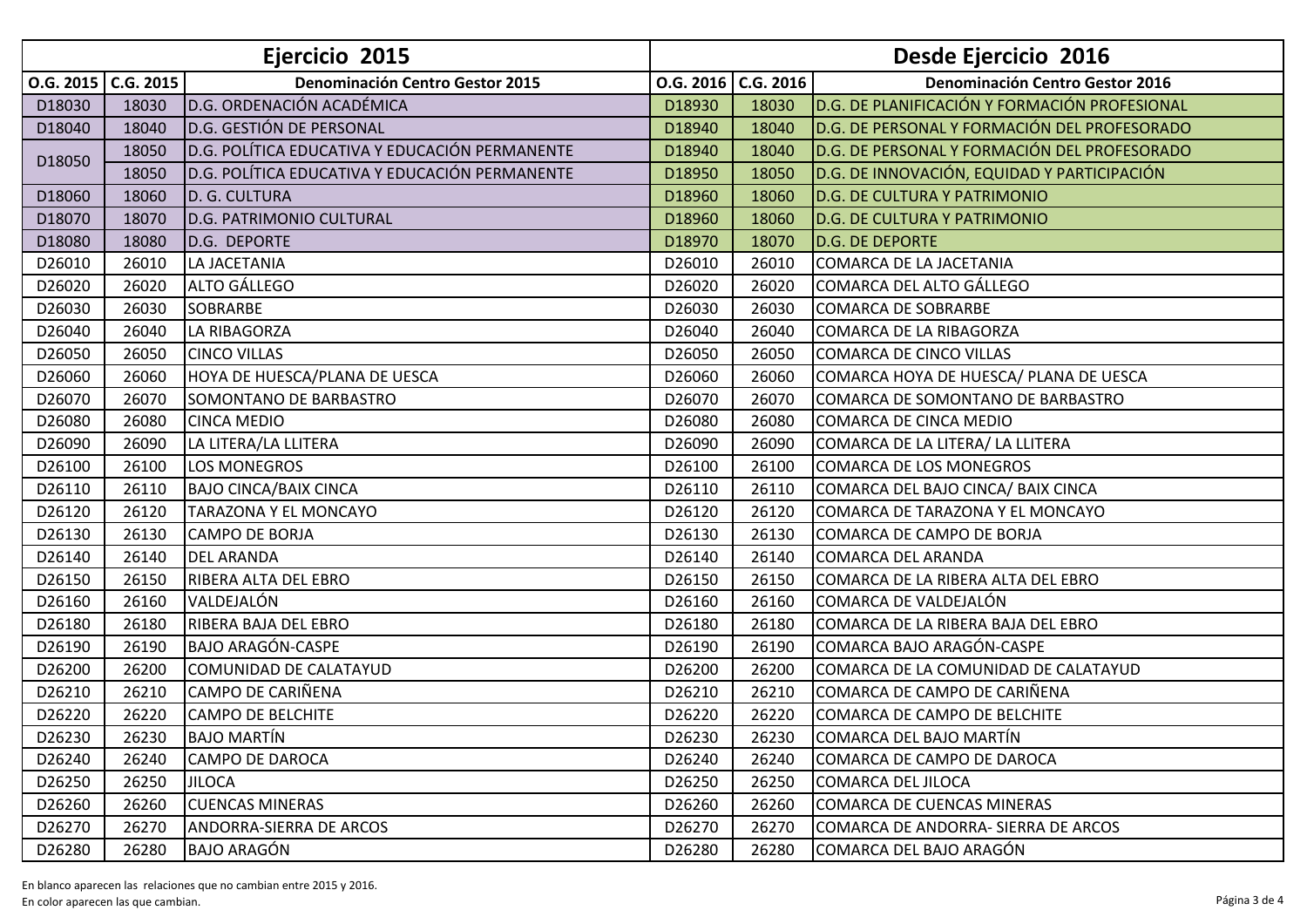| Ejercicio 2015 | | | Desde Ejercicio 2016 | | |
|---|---|---|---|---|---|
| O.G. 2015 | C.G. 2015 | Denominación Centro Gestor 2015 | O.G. 2016 | C.G. 2016 | Denominación Centro Gestor 2016 |
| D18030 | 18030 | D.G. ORDENACIÓN ACADÉMICA | D18930 | 18030 | D.G. DE PLANIFICACIÓN Y FORMACIÓN PROFESIONAL |
| D18040 | 18040 | D.G. GESTIÓN DE PERSONAL | D18940 | 18040 | D.G. DE PERSONAL Y FORMACIÓN DEL PROFESORADO |
| D18050 | 18050 | D.G. POLÍTICA EDUCATIVA Y EDUCACIÓN PERMANENTE | D18940 | 18040 | D.G. DE PERSONAL Y FORMACIÓN DEL PROFESORADO |
| | 18050 | D.G. POLÍTICA EDUCATIVA Y EDUCACIÓN PERMANENTE | D18950 | 18050 | D.G. DE INNOVACIÓN, EQUIDAD Y PARTICIPACIÓN |
| D18060 | 18060 | D. G. CULTURA | D18960 | 18060 | D.G. DE CULTURA Y PATRIMONIO |
| D18070 | 18070 | D.G. PATRIMONIO CULTURAL | D18960 | 18060 | D.G. DE CULTURA Y PATRIMONIO |
| D18080 | 18080 | D.G. DEPORTE | D18970 | 18070 | D.G. DE DEPORTE |
| D26010 | 26010 | LA JACETANIA | D26010 | 26010 | COMARCA DE LA JACETANIA |
| D26020 | 26020 | ALTO GÁLLEGO | D26020 | 26020 | COMARCA DEL ALTO GÁLLEGO |
| D26030 | 26030 | SOBRARBE | D26030 | 26030 | COMARCA DE SOBRARBE |
| D26040 | 26040 | LA RIBAGORZA | D26040 | 26040 | COMARCA DE LA RIBAGORZA |
| D26050 | 26050 | CINCO VILLAS | D26050 | 26050 | COMARCA DE CINCO VILLAS |
| D26060 | 26060 | HOYA DE HUESCA/PLANA DE UESCA | D26060 | 26060 | COMARCA HOYA DE HUESCA/ PLANA DE UESCA |
| D26070 | 26070 | SOMONTANO DE BARBASTRO | D26070 | 26070 | COMARCA DE SOMONTANO DE BARBASTRO |
| D26080 | 26080 | CINCA MEDIO | D26080 | 26080 | COMARCA DE CINCA MEDIO |
| D26090 | 26090 | LA LITERA/LA LLITERA | D26090 | 26090 | COMARCA DE LA LITERA/ LA LLITERA |
| D26100 | 26100 | LOS MONEGROS | D26100 | 26100 | COMARCA DE LOS MONEGROS |
| D26110 | 26110 | BAJO CINCA/BAIX CINCA | D26110 | 26110 | COMARCA DEL BAJO CINCA/ BAIX CINCA |
| D26120 | 26120 | TARAZONA Y EL MONCAYO | D26120 | 26120 | COMARCA DE TARAZONA Y EL MONCAYO |
| D26130 | 26130 | CAMPO DE BORJA | D26130 | 26130 | COMARCA DE CAMPO DE BORJA |
| D26140 | 26140 | DEL ARANDA | D26140 | 26140 | COMARCA DEL ARANDA |
| D26150 | 26150 | RIBERA ALTA DEL EBRO | D26150 | 26150 | COMARCA DE LA RIBERA ALTA DEL EBRO |
| D26160 | 26160 | VALDEJALÓN | D26160 | 26160 | COMARCA DE VALDEJALÓN |
| D26180 | 26180 | RIBERA BAJA DEL EBRO | D26180 | 26180 | COMARCA DE LA RIBERA BAJA DEL EBRO |
| D26190 | 26190 | BAJO ARAGÓN-CASPE | D26190 | 26190 | COMARCA BAJO ARAGÓN-CASPE |
| D26200 | 26200 | COMUNIDAD DE CALATAYUD | D26200 | 26200 | COMARCA DE LA COMUNIDAD DE CALATAYUD |
| D26210 | 26210 | CAMPO DE CARIÑENA | D26210 | 26210 | COMARCA DE CAMPO DE CARIÑENA |
| D26220 | 26220 | CAMPO DE BELCHITE | D26220 | 26220 | COMARCA DE CAMPO DE BELCHITE |
| D26230 | 26230 | BAJO MARTÍN | D26230 | 26230 | COMARCA DEL BAJO MARTÍN |
| D26240 | 26240 | CAMPO DE DAROCA | D26240 | 26240 | COMARCA DE CAMPO DE DAROCA |
| D26250 | 26250 | JILOCA | D26250 | 26250 | COMARCA DEL JILOCA |
| D26260 | 26260 | CUENCAS MINERAS | D26260 | 26260 | COMARCA DE CUENCAS MINERAS |
| D26270 | 26270 | ANDORRA-SIERRA DE ARCOS | D26270 | 26270 | COMARCA DE ANDORRA- SIERRA DE ARCOS |
| D26280 | 26280 | BAJO ARAGÓN | D26280 | 26280 | COMARCA DEL BAJO ARAGÓN |

En blanco aparecen las relaciones que no cambian entre 2015 y 2016.
En color aparecen las que cambian.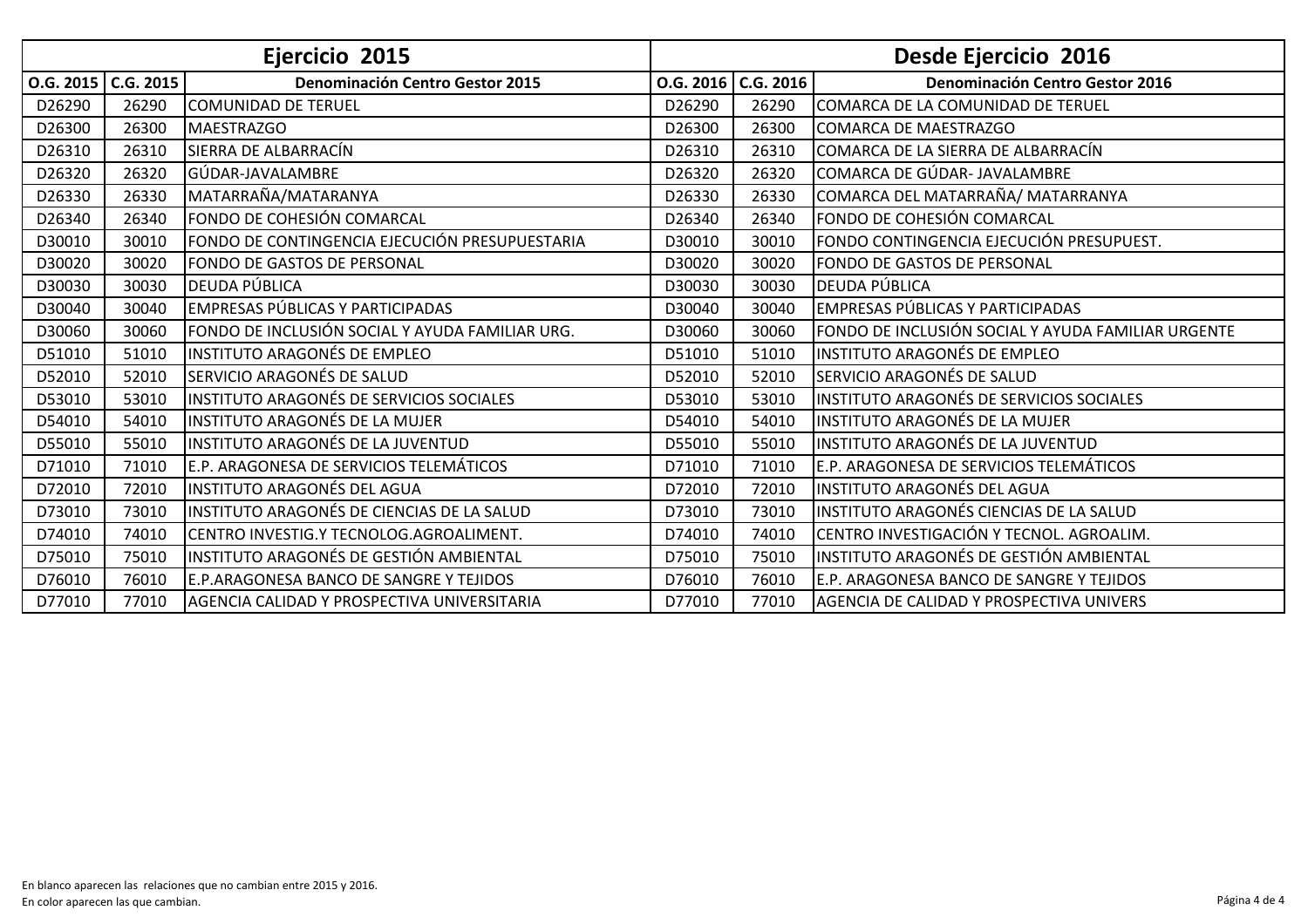| Ejercicio 2015 | | | Desde Ejercicio 2016 | | |
|---|---|---|---|---|---|
| **O.G. 2015** | **C.G. 2015** | **Denominación Centro Gestor 2015** | **O.G. 2016** | **C.G. 2016** | **Denominación Centro Gestor 2016** |
| D26290 | 26290 | COMUNIDAD DE TERUEL | D26290 | 26290 | COMARCA DE LA COMUNIDAD DE TERUEL |
| D26300 | 26300 | MAESTRAZGO | D26300 | 26300 | COMARCA DE MAESTRAZGO |
| D26310 | 26310 | SIERRA DE ALBARRACÍN | D26310 | 26310 | COMARCA DE LA SIERRA DE ALBARRACÍN |
| D26320 | 26320 | GÚDAR-JAVALAMBRE | D26320 | 26320 | COMARCA DE GÚDAR- JAVALAMBRE |
| D26330 | 26330 | MATARRAÑA/MATARANYA | D26330 | 26330 | COMARCA DEL MATARRAÑA/ MATARRANYA |
| D26340 | 26340 | FONDO DE COHESIÓN COMARCAL | D26340 | 26340 | FONDO DE COHESIÓN COMARCAL |
| D30010 | 30010 | FONDO DE CONTINGENCIA EJECUCIÓN PRESUPUESTARIA | D30010 | 30010 | FONDO CONTINGENCIA EJECUCIÓN PRESUPUEST. |
| D30020 | 30020 | FONDO DE GASTOS DE PERSONAL | D30020 | 30020 | FONDO DE GASTOS DE PERSONAL |
| D30030 | 30030 | DEUDA PÚBLICA | D30030 | 30030 | DEUDA PÚBLICA |
| D30040 | 30040 | EMPRESAS PÚBLICAS Y PARTICIPADAS | D30040 | 30040 | EMPRESAS PÚBLICAS Y PARTICIPADAS |
| D30060 | 30060 | FONDO DE INCLUSIÓN SOCIAL Y AYUDA FAMILIAR URG. | D30060 | 30060 | FONDO DE INCLUSIÓN SOCIAL Y AYUDA FAMILIAR URGENTE |
| D51010 | 51010 | INSTITUTO ARAGONÉS DE EMPLEO | D51010 | 51010 | INSTITUTO ARAGONÉS DE EMPLEO |
| D52010 | 52010 | SERVICIO ARAGONÉS DE SALUD | D52010 | 52010 | SERVICIO ARAGONÉS DE SALUD |
| D53010 | 53010 | INSTITUTO ARAGONÉS DE SERVICIOS SOCIALES | D53010 | 53010 | INSTITUTO ARAGONÉS DE SERVICIOS SOCIALES |
| D54010 | 54010 | INSTITUTO ARAGONÉS DE LA MUJER | D54010 | 54010 | INSTITUTO ARAGONÉS DE LA MUJER |
| D55010 | 55010 | INSTITUTO ARAGONÉS DE LA JUVENTUD | D55010 | 55010 | INSTITUTO ARAGONÉS DE LA JUVENTUD |
| D71010 | 71010 | E.P. ARAGONESA DE SERVICIOS TELEMÁTICOS | D71010 | 71010 | E.P. ARAGONESA DE SERVICIOS TELEMÁTICOS |
| D72010 | 72010 | INSTITUTO ARAGONÉS DEL AGUA | D72010 | 72010 | INSTITUTO ARAGONÉS DEL AGUA |
| D73010 | 73010 | INSTITUTO ARAGONÉS DE CIENCIAS DE LA SALUD | D73010 | 73010 | INSTITUTO ARAGONÉS CIENCIAS DE LA SALUD |
| D74010 | 74010 | CENTRO INVESTIG.Y TECNOLOG.AGROALIMENT. | D74010 | 74010 | CENTRO INVESTIGACIÓN Y TECNOL. AGROALIM. |
| D75010 | 75010 | INSTITUTO ARAGONÉS DE GESTIÓN AMBIENTAL | D75010 | 75010 | INSTITUTO ARAGONÉS DE GESTIÓN AMBIENTAL |
| D76010 | 76010 | E.P.ARAGONESA BANCO DE SANGRE Y TEJIDOS | D76010 | 76010 | E.P. ARAGONESA BANCO DE SANGRE Y TEJIDOS |
| D77010 | 77010 | AGENCIA CALIDAD Y PROSPECTIVA UNIVERSITARIA | D77010 | 77010 | AGENCIA DE CALIDAD Y PROSPECTIVA UNIVERS |

En blanco aparecen las relaciones que no cambian entre 2015 y 2016.
En color aparecen las que cambian.